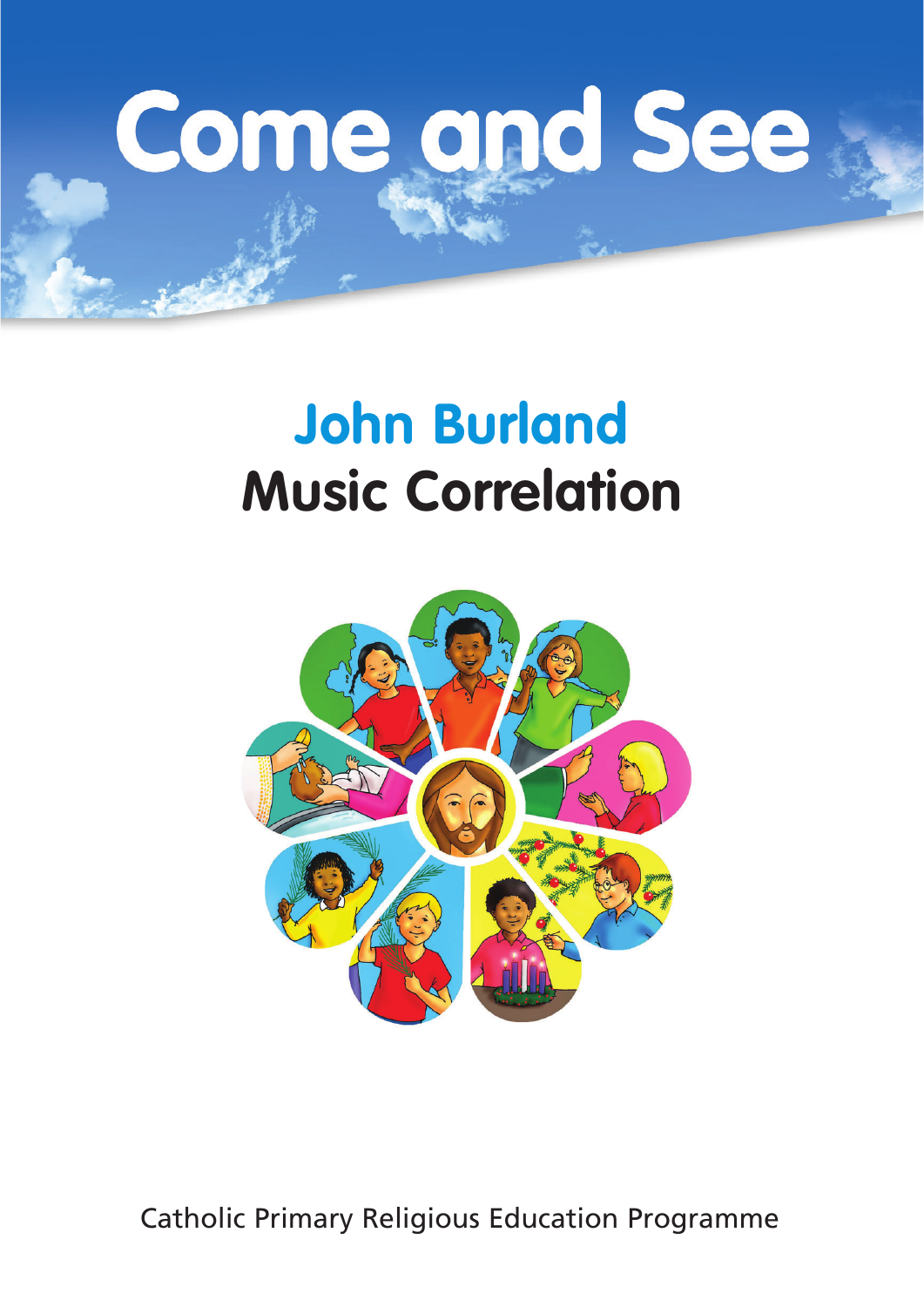# Come and See

## John Burland
## Music Correlation

Catholic Primary Religious Education Programme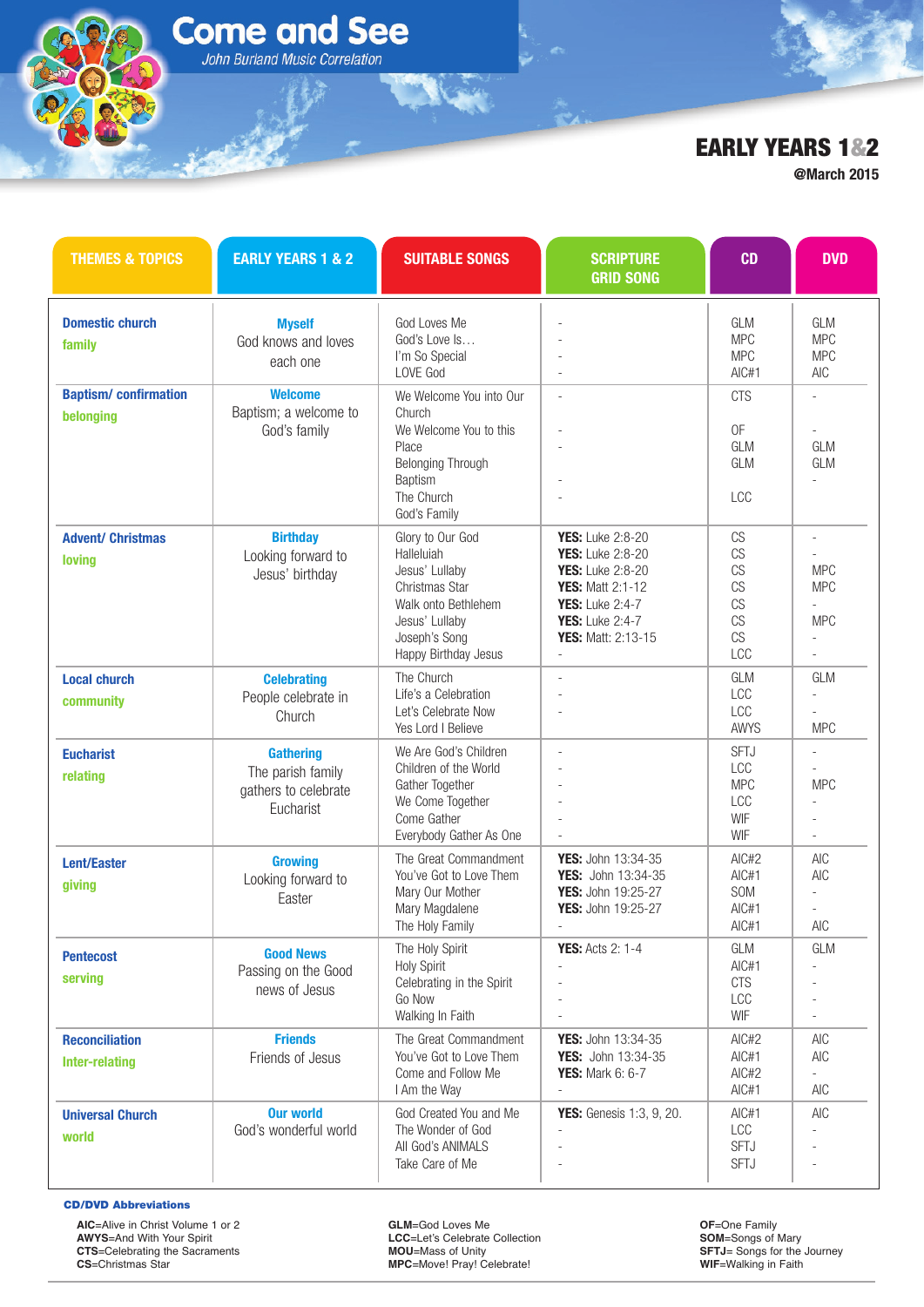# Come and See

*John Burland Music Correlation*

## EARLY YEARS 1&2

**@March 2015**

| THEMES & TOPICS | EARLY YEARS 1 & 2 | SUITABLE SONGS | SCRIPTURE GRID SONG | CD | DVD |
|---|---|---|---|---|---|
| **Domestic church**<br>**family** | **Myself**<br>God knows and loves each one | God Loves Me<br>God's Love Is…<br>I'm So Special<br>LOVE God | -<br>-<br>-<br>- | GLM<br>MPC<br>MPC<br>AIC#1 | GLM<br>MPC<br>MPC<br>AIC |
| **Baptism/ confirmation**<br>**belonging** | **Welcome**<br>Baptism; a welcome to God's family | We Welcome You into Our Church<br>We Welcome You to this Place<br>Belonging Through Baptism<br>The Church<br>God's Family | -<br>-<br>-<br>-<br>- | CTS<br>OF<br>GLM<br>GLM<br>LCC | -<br>-<br>GLM<br>GLM<br>- |
| **Advent/ Christmas**<br>**loving** | **Birthday**<br>Looking forward to Jesus' birthday | Glory to Our God<br>Halleluiah<br>Jesus' Lullaby<br>Christmas Star<br>Walk onto Bethlehem<br>Jesus' Lullaby<br>Joseph's Song<br>Happy Birthday Jesus | **YES:** Luke 2:8-20<br>**YES:** Luke 2:8-20<br>**YES:** Luke 2:8-20<br>**YES:** Matt 2:1-12<br>**YES:** Luke 2:4-7<br>**YES:** Luke 2:4-7<br>**YES:** Matt: 2:13-15<br>- | CS<br>CS<br>CS<br>CS<br>CS<br>CS<br>CS<br>LCC | -<br>-<br>MPC<br>MPC<br>-<br>MPC<br>-<br>- |
| **Local church**<br>**community** | **Celebrating**<br>People celebrate in Church | The Church<br>Life's a Celebration<br>Let's Celebrate Now<br>Yes Lord I Believe | -<br>-<br>-<br> | GLM<br>LCC<br>LCC<br>AWYS | GLM<br>-<br>-<br>MPC |
| **Eucharist**<br>**relating** | **Gathering**<br>The parish family gathers to celebrate Eucharist | We Are God's Children<br>Children of the World<br>Gather Together<br>We Come Together<br>Come Gather<br>Everybody Gather As One | -<br>-<br>-<br>-<br>-<br>- | SFTJ<br>LCC<br>MPC<br>LCC<br>WIF<br>WIF | -<br>-<br>MPC<br>-<br>-<br>- |
| **Lent/Easter**<br>**giving** | **Growing**<br>Looking forward to Easter | The Great Commandment<br>You've Got to Love Them<br>Mary Our Mother<br>Mary Magdalene<br>The Holy Family | **YES:** John 13:34-35<br>**YES:** John 13:34-35<br>**YES:** John 19:25-27<br>**YES:** John 19:25-27<br>- | AIC#2<br>AIC#1<br>SOM<br>AIC#1<br>AIC#1 | AIC<br>AIC<br>-<br>-<br>AIC |
| **Pentecost**<br>**serving** | **Good News**<br>Passing on the Good news of Jesus | The Holy Spirit<br>Holy Spirit<br>Celebrating in the Spirit<br>Go Now<br>Walking In Faith | **YES:** Acts 2: 1-4<br>-<br>-<br>-<br>- | GLM<br>AIC#1<br>CTS<br>LCC<br>WIF | GLM<br>-<br>-<br>-<br>- |
| **Reconciliation**<br>**Inter-relating** | **Friends**<br>Friends of Jesus | The Great Commandment<br>You've Got to Love Them<br>Come and Follow Me<br>I Am the Way | **YES:** John 13:34-35<br>**YES:** John 13:34-35<br>**YES:** Mark 6: 6-7<br>- | AIC#2<br>AIC#1<br>AIC#2<br>AIC#1 | AIC<br>AIC<br>-<br>AIC |
| **Universal Church**<br>**world** | **Our world**<br>God's wonderful world | God Created You and Me<br>The Wonder of God<br>All God's ANIMALS<br>Take Care of Me | **YES:** Genesis 1:3, 9, 20.<br>-<br>-<br>- | AIC#1<br>LCC<br>SFTJ<br>SFTJ | AIC<br>-<br>-<br>- |

**CD/DVD Abbreviations**

**AIC**=Alive in Christ Volume 1 or 2
**AWYS**=And With Your Spirit
**CTS**=Celebrating the Sacraments
**CS**=Christmas Star

**GLM**=God Loves Me
**LCC**=Let's Celebrate Collection
**MOU**=Mass of Unity
**MPC**=Move! Pray! Celebrate!

**OF**=One Family
**SOM**=Songs of Mary
**SFTJ**= Songs for the Journey
**WIF**=Walking in Faith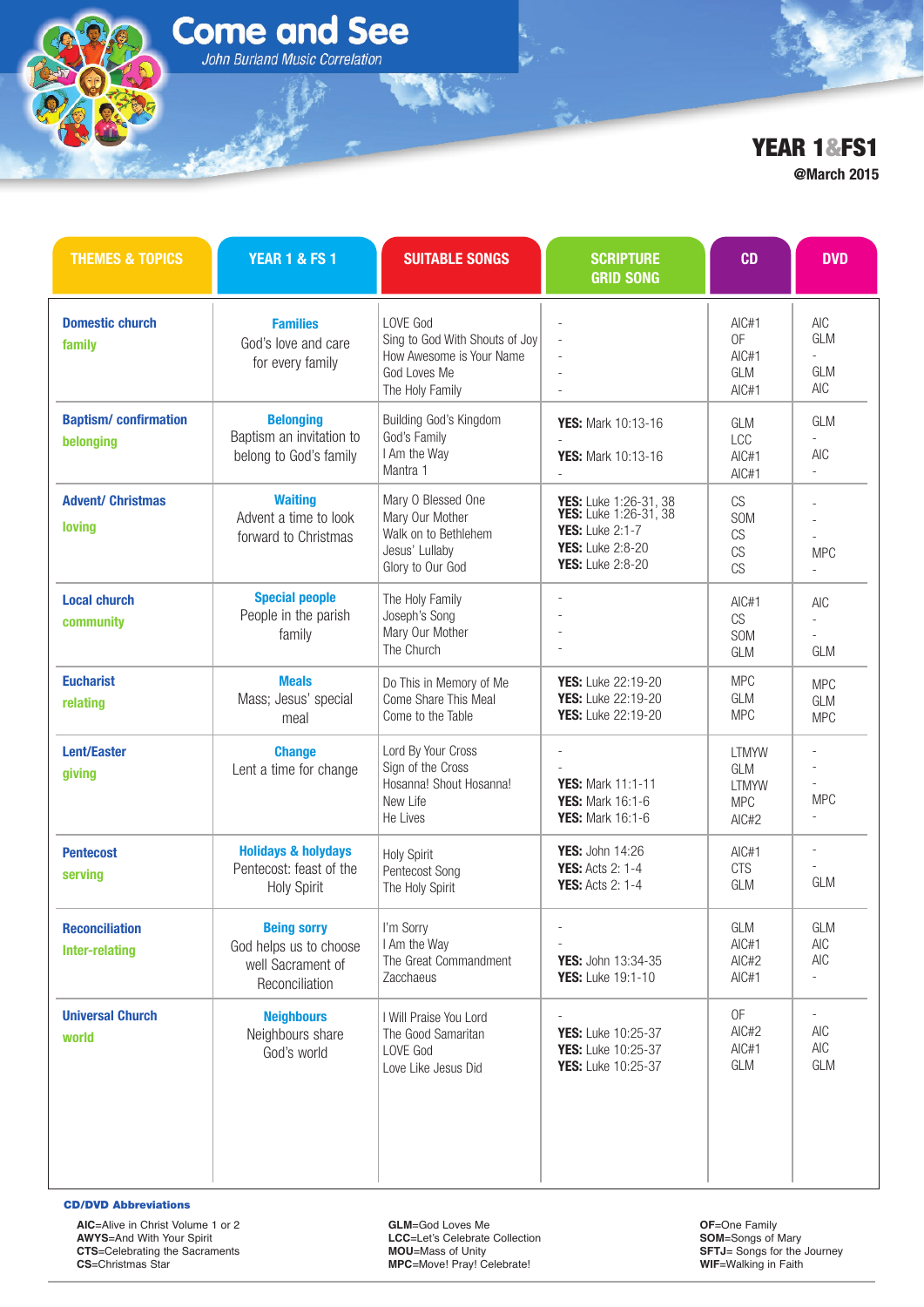# Come and See

*John Burland Music Correlation*

## YEAR 1&FS1

**@March 2015**

| THEMES & TOPICS | YEAR 1 & FS 1 | SUITABLE SONGS | SCRIPTURE GRID SONG | CD | DVD |
|---|---|---|---|---|---|
| **Domestic church**<br>**family** | **Families**<br>God's love and care for every family | LOVE God<br>Sing to God With Shouts of Joy<br>How Awesome is Your Name<br>God Loves Me<br>The Holy Family | -<br>-<br>-<br>-<br>- | AIC#1<br>OF<br>AIC#1<br>GLM<br>AIC#1 | AIC<br>GLM<br>-<br>GLM<br>AIC |
| **Baptism/ confirmation**<br>**belonging** | **Belonging**<br>Baptism an invitation to belong to God's family | Building God's Kingdom<br>God's Family<br>I Am the Way<br>Mantra 1 | **YES:** Mark 10:13-16<br>-<br>**YES:** Mark 10:13-16<br>- | GLM<br>LCC<br>AIC#1<br>AIC#1 | GLM<br>-<br>AIC<br>- |
| **Advent/ Christmas**<br>**loving** | **Waiting**<br>Advent a time to look forward to Christmas | Mary O Blessed One<br>Mary Our Mother<br>Walk on to Bethlehem<br>Jesus' Lullaby<br>Glory to Our God | **YES:** Luke 1:26-31, 38<br>**YES:** Luke 1:26-31, 38<br>**YES:** Luke 2:1-7<br>**YES:** Luke 2:8-20<br>**YES:** Luke 2:8-20 | CS<br>SOM<br>CS<br>CS<br>CS | -<br>-<br>-<br>MPC<br>- |
| **Local church**<br>**community** | **Special people**<br>People in the parish family | The Holy Family<br>Joseph's Song<br>Mary Our Mother<br>The Church | -<br>-<br>-<br>- | AIC#1<br>CS<br>SOM<br>GLM | AIC<br>-<br>-<br>GLM |
| **Eucharist**<br>**relating** | **Meals**<br>Mass; Jesus' special meal | Do This in Memory of Me<br>Come Share This Meal<br>Come to the Table | **YES:** Luke 22:19-20<br>**YES:** Luke 22:19-20<br>**YES:** Luke 22:19-20 | MPC<br>GLM<br>MPC | MPC<br>GLM<br>MPC |
| **Lent/Easter**<br>**giving** | **Change**<br>Lent a time for change | Lord By Your Cross<br>Sign of the Cross<br>Hosanna! Shout Hosanna!<br>New Life<br>He Lives | -<br>-<br>**YES:** Mark 11:1-11<br>**YES:** Mark 16:1-6<br>**YES:** Mark 16:1-6 | LTMYW<br>GLM<br>LTMYW<br>MPC<br>AIC#2 | -<br>-<br>-<br>MPC<br>- |
| **Pentecost**<br>**serving** | **Holidays & holydays**<br>Pentecost: feast of the Holy Spirit | Holy Spirit<br>Pentecost Song<br>The Holy Spirit | **YES:** John 14:26<br>**YES:** Acts 2: 1-4<br>**YES:** Acts 2: 1-4 | AIC#1<br>CTS<br>GLM | -<br>-<br>GLM |
| **Reconciliation**<br>**Inter-relating** | **Being sorry**<br>God helps us to choose well Sacrament of Reconciliation | I'm Sorry<br>I Am the Way<br>The Great Commandment<br>Zacchaeus | -<br>-<br>**YES:** John 13:34-35<br>**YES:** Luke 19:1-10 | GLM<br>AIC#1<br>AIC#2<br>AIC#1 | GLM<br>AIC<br>AIC<br>- |
| **Universal Church**<br>**world** | **Neighbours**<br>Neighbours share God's world | I Will Praise You Lord<br>The Good Samaritan<br>LOVE God<br>Love Like Jesus Did | -<br>**YES:** Luke 10:25-37<br>**YES:** Luke 10:25-37<br>**YES:** Luke 10:25-37 | OF<br>AIC#2<br>AIC#1<br>GLM | -<br>AIC<br>AIC<br>GLM |

**CD/DVD Abbreviations**

**AIC**=Alive in Christ Volume 1 or 2
**AWYS**=And With Your Spirit
**CTS**=Celebrating the Sacraments
**CS**=Christmas Star

**GLM**=God Loves Me
**LCC**=Let's Celebrate Collection
**MOU**=Mass of Unity
**MPC**=Move! Pray! Celebrate!

**OF**=One Family
**SOM**=Songs of Mary
**SFTJ**= Songs for the Journey
**WIF**=Walking in Faith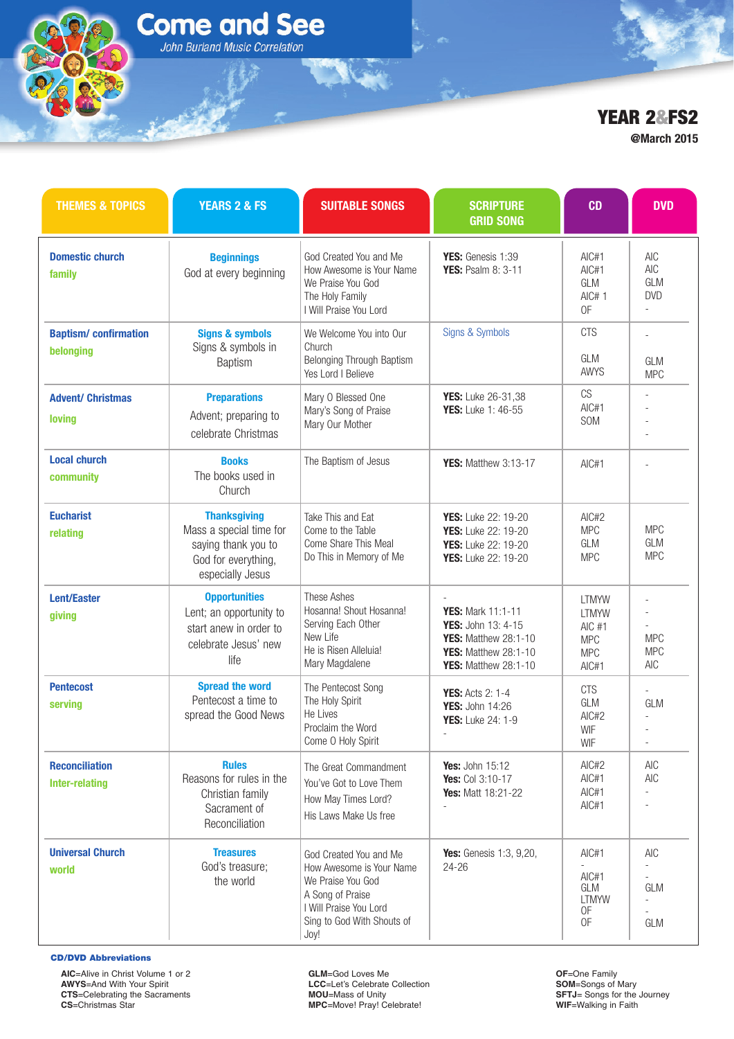# Come and See

*John Burland Music Correlation*

## YEAR 2&FS2

@March 2015

| THEMES & TOPICS | YEARS 2 & FS | SUITABLE SONGS | SCRIPTURE GRID SONG | CD | DVD |
|---|---|---|---|---|---|
| **Domestic church**<br>**family** | **Beginnings**<br>God at every beginning | God Created You and Me<br>How Awesome is Your Name<br>We Praise You God<br>The Holy Family<br>I Will Praise You Lord | **YES:** Genesis 1:39<br>**YES:** Psalm 8: 3-11 | AIC#1<br>AIC#1<br>GLM<br>AIC# 1<br>OF | AIC<br>AIC<br>GLM<br>DVD<br>- |
| **Baptism/ confirmation**<br>**belonging** | **Signs & symbols**<br>Signs & symbols in Baptism | We Welcome You into Our Church<br>Belonging Through Baptism<br>Yes Lord I Believe | Signs & Symbols | CTS<br><br>GLM<br>AWYS | -<br><br>GLM<br>MPC |
| **Advent/ Christmas**<br>**loving** | **Preparations**<br>Advent; preparing to celebrate Christmas | Mary O Blessed One<br>Mary's Song of Praise<br>Mary Our Mother | **YES:** Luke 26-31,38<br>**YES:** Luke 1: 46-55 | CS<br>AIC#1<br>SOM | -<br>-<br>-<br>- |
| **Local church**<br>**community** | **Books**<br>The books used in Church | The Baptism of Jesus | **YES:** Matthew 3:13-17 | AIC#1 | - |
| **Eucharist**<br>**relating** | **Thanksgiving**<br>Mass a special time for saying thank you to God for everything, especially Jesus | Take This and Eat<br>Come to the Table<br>Come Share This Meal<br>Do This in Memory of Me | **YES:** Luke 22: 19-20<br>**YES:** Luke 22: 19-20<br>**YES:** Luke 22: 19-20<br>**YES:** Luke 22: 19-20 | AIC#2<br>MPC<br>GLM<br>MPC | MPC<br>GLM<br>MPC |
| **Lent/Easter**<br>**giving** | **Opportunities**<br>Lent; an opportunity to start anew in order to celebrate Jesus' new life | These Ashes<br>Hosanna! Shout Hosanna!<br>Serving Each Other<br>New Life<br>He is Risen Alleluia!<br>Mary Magdalene | -<br>**YES:** Mark 11:1-11<br>**YES:** John 13: 4-15<br>**YES:** Matthew 28:1-10<br>**YES:** Matthew 28:1-10<br>**YES:** Matthew 28:1-10 | LTMYW<br>LTMYW<br>AIC #1<br>MPC<br>MPC<br>AIC#1 | -<br>-<br>-<br>MPC<br>MPC<br>AIC |
| **Pentecost**<br>**serving** | **Spread the word**<br>Pentecost a time to spread the Good News | The Pentecost Song<br>The Holy Spirit<br>He Lives<br>Proclaim the Word<br>Come O Holy Spirit | **YES:** Acts 2: 1-4<br>**YES:** John 14:26<br>**YES:** Luke 24: 1-9<br>- | CTS<br>GLM<br>AIC#2<br>WIF<br>WIF | -<br>GLM<br>-<br>-<br>- |
| **Reconciliation**<br>**Inter-relating** | **Rules**<br>Reasons for rules in the Christian family<br>Sacrament of Reconciliation | The Great Commandment<br>You've Got to Love Them<br>How May Times Lord?<br>His Laws Make Us free | **Yes:** John 15:12<br>**Yes:** Col 3:10-17<br>**Yes:** Matt 18:21-22<br>- | AIC#2<br>AIC#1<br>AIC#1<br>AIC#1 | AIC<br>AIC<br>-<br>- |
| **Universal Church**<br>**world** | **Treasures**<br>God's treasure; the world | God Created You and Me<br>How Awesome is Your Name<br>We Praise You God<br>A Song of Praise<br>I Will Praise You Lord<br>Sing to God With Shouts of Joy! | **Yes:** Genesis 1:3, 9,20, 24-26 | AIC#1<br>-<br>AIC#1<br>GLM<br>LTMYW<br>OF<br>OF | AIC<br>-<br>-<br>GLM<br>-<br>-<br>GLM |

**CD/DVD Abbreviations**

**AIC**=Alive in Christ Volume 1 or 2
**AWYS**=And With Your Spirit
**CTS**=Celebrating the Sacraments
**CS**=Christmas Star

**GLM**=God Loves Me
**LCC**=Let's Celebrate Collection
**MOU**=Mass of Unity
**MPC**=Move! Pray! Celebrate!

**OF**=One Family
**SOM**=Songs of Mary
**SFTJ**= Songs for the Journey
**WIF**=Walking in Faith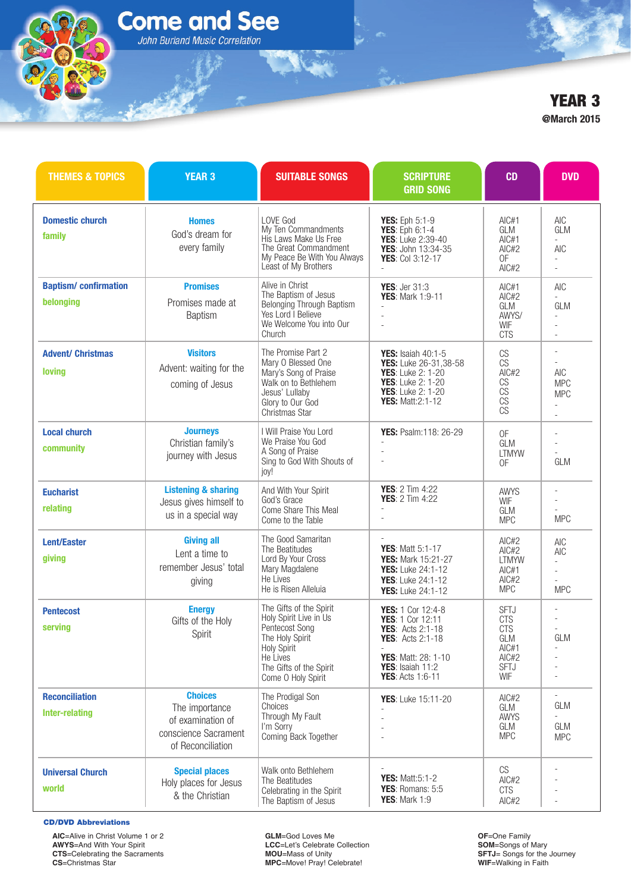# Come and See

*John Burland Music Correlation*

## YEAR 3

**@March 2015**

| THEMES & TOPICS | YEAR 3 | SUITABLE SONGS | SCRIPTURE GRID SONG | CD | DVD |
|---|---|---|---|---|---|
| **Domestic church** **family** | **Homes** God's dream for every family | LOVE God<br>My Ten Commandments<br>His Laws Make Us Free<br>The Great Commandment<br>My Peace Be With You Always<br>Least of My Brothers | **YES**: Eph 5:1-9<br>**YES**: Eph 6:1-4<br>**YES**: Luke 2:39-40<br>**YES**: John 13:34-35<br>**YES**: Col 3:12-17<br>- | AIC#1<br>GLM<br>AIC#1<br>AIC#2<br>OF<br>AIC#2 | AIC<br>GLM<br>-<br>AIC<br>-<br>- |
| **Baptism/ confirmation** **belonging** | **Promises** Promises made at Baptism | Alive in Christ<br>The Baptism of Jesus<br>Belonging Through Baptism<br>Yes Lord I Believe<br>We Welcome You into Our Church | **YES**: Jer 31:3<br>**YES**: Mark 1:9-11<br>-<br>-<br>- | AIC#1<br>AIC#2<br>GLM<br>AWYS/ WIF<br>CTS | AIC<br>-<br>GLM<br>-<br>- |
| **Advent/ Christmas** **loving** | **Visitors** Advent: waiting for the coming of Jesus | The Promise Part 2<br>Mary O Blessed One<br>Mary's Song of Praise<br>Walk on to Bethlehem<br>Jesus' Lullaby<br>Glory to Our God<br>Christmas Star | **YES:** Isaiah 40:1-5<br>**YES:** Luke 26-31,38-58<br>**YES**: Luke 2: 1-20<br>**YES**: Luke 2: 1-20<br>**YES**: Luke 2: 1-20<br>**YES:** Matt:2:1-12 | CS<br>CS<br>AIC#2<br>CS<br>CS<br>CS<br>CS | -<br>-<br>AIC<br>MPC<br>MPC<br>-<br>- |
| **Local church** **community** | **Journeys** Christian family's journey with Jesus | I Will Praise You Lord<br>We Praise You God<br>A Song of Praise<br>Sing to God With Shouts of joy! | **YES:** Psalm:118: 26-29<br>-<br>-<br>- | OF<br>GLM<br>LTMYW<br>OF | -<br>-<br>-<br>GLM |
| **Eucharist** **relating** | **Listening & sharing** Jesus gives himself to us in a special way | And With Your Spirit<br>God's Grace<br>Come Share This Meal<br>Come to the Table | **YES**: 2 Tim 4:22<br>**YES**: 2 Tim 4:22<br>-<br>- | AWYS<br>WIF<br>GLM<br>MPC | -<br>-<br>-<br>MPC |
| **Lent/Easter** **giving** | **Giving all** Lent a time to remember Jesus' total giving | The Good Samaritan<br>The Beatitudes<br>Lord By Your Cross<br>Mary Magdalene<br>He Lives<br>He is Risen Alleluia | -<br>**YES**: Matt 5:1-17<br>**YES:** Mark 15:21-27<br>**YES:** Luke 24:1-12<br>**YES**: Luke 24:1-12<br>**YES:** Luke 24:1-12 | AIC#2<br>AIC#2<br>LTMYW<br>AIC#1<br>AIC#2<br>MPC | AIC<br>AIC<br>-<br>-<br>-<br>MPC |
| **Pentecost** **serving** | **Energy** Gifts of the Holy Spirit | The Gifts of the Spirit<br>Holy Spirit Live in Us<br>Pentecost Song<br>The Holy Spirit<br>Holy Spirit<br>He Lives<br>The Gifts of the Spirit<br>Come O Holy Spirit | **YES:** 1 Cor 12:4-8<br>**YES**: 1 Cor 12:11<br>**YES**: Acts 2:1-18<br>**YES**: Acts 2:1-18<br>-<br>**YES**: Matt: 28: 1-10<br>**YES**: Isaiah 11:2<br>**YES**: Acts 1:6-11 | SFTJ<br>CTS<br>CTS<br>GLM<br>AIC#1<br>AIC#2<br>SFTJ<br>WIF | -<br>-<br>-<br>GLM<br>-<br>-<br>-<br>- |
| **Reconciliation** **Inter-relating** | **Choices** The importance of examination of conscience Sacrament of Reconciliation | The Prodigal Son<br>Choices<br>Through My Fault<br>I'm Sorry<br>Coming Back Together | **YES**: Luke 15:11-20<br>-<br>-<br>-<br>- | AIC#2<br>GLM<br>AWYS<br>GLM<br>MPC | -<br>GLM<br>-<br>GLM<br>MPC |
| **Universal Church** **world** | **Special places** Holy places for Jesus & the Christian | Walk onto Bethlehem<br>The Beatitudes<br>Celebrating in the Spirit<br>The Baptism of Jesus | -<br>**YES:** Matt:5:1-2<br>**YES**: Romans: 5:5<br>**YES**: Mark 1:9 | CS<br>AIC#2<br>CTS<br>AIC#2 | -<br>-<br>-<br>- |

**CD/DVD Abbreviations**

**AIC**=Alive in Christ Volume 1 or 2
**AWYS**=And With Your Spirit
**CTS**=Celebrating the Sacraments
**CS**=Christmas Star

**GLM**=God Loves Me
**LCC**=Let's Celebrate Collection
**MOU**=Mass of Unity
**MPC**=Move! Pray! Celebrate!

**OF**=One Family
**SOM**=Songs of Mary
**SFTJ**= Songs for the Journey
**WIF**=Walking in Faith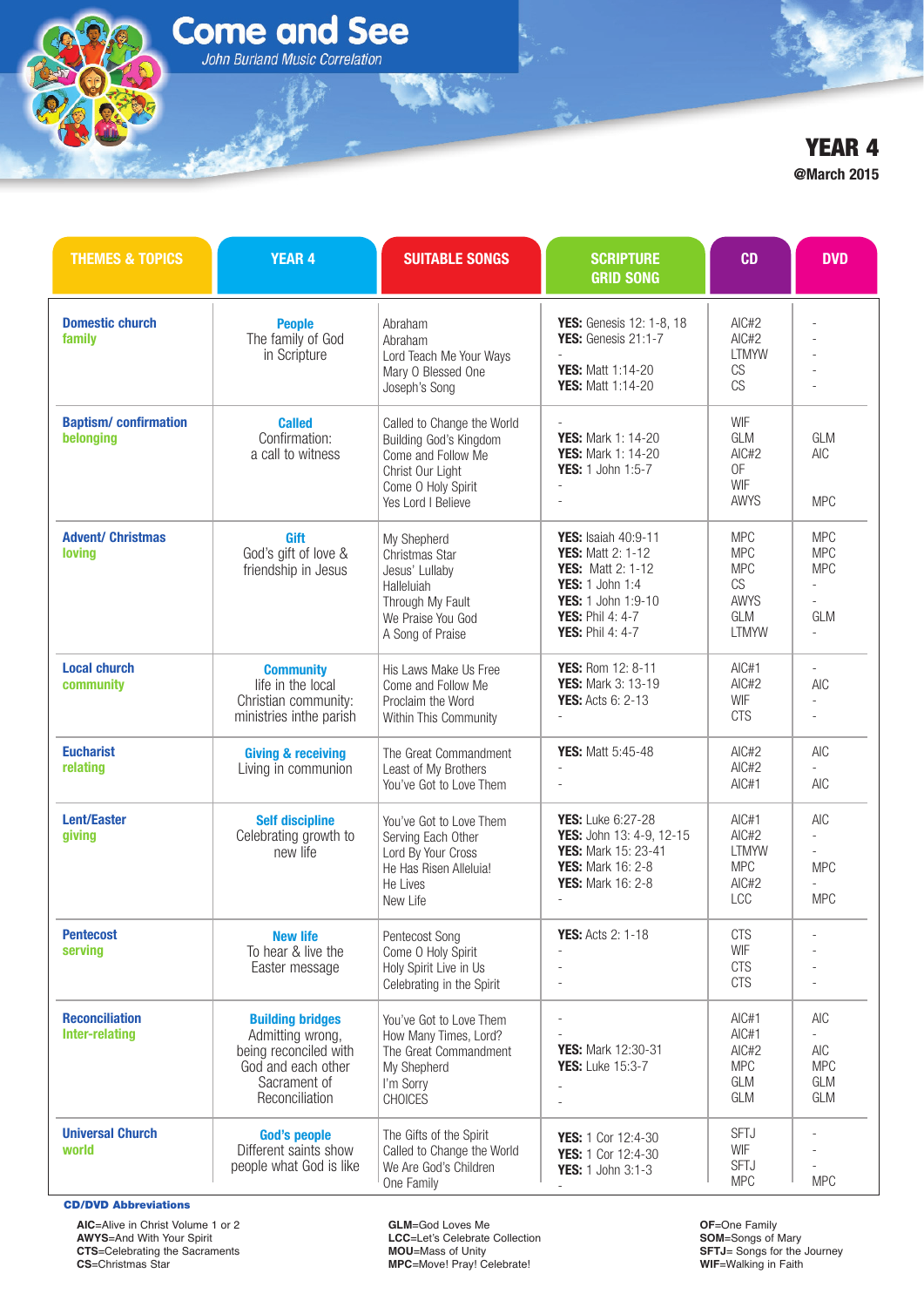# Come and See

*John Burland Music Correlation*

## YEAR 4

**@March 2015**

| THEMES & TOPICS | YEAR 4 | SUITABLE SONGS | SCRIPTURE GRID SONG | CD | DVD |
|---|---|---|---|---|---|
| **Domestic church** **family** | **People** The family of God in Scripture | Abraham<br>Abraham<br>Lord Teach Me Your Ways<br>Mary O Blessed One<br>Joseph's Song | **YES:** Genesis 12: 1-8, 18<br>**YES:** Genesis 21:1-7<br>-<br>**YES:** Matt 1:14-20<br>**YES:** Matt 1:14-20 | AIC#2<br>AIC#2<br>LTMYW<br>CS<br>CS | -<br>-<br>-<br>-<br>- |
| **Baptism/ confirmation** **belonging** | **Called** Confirmation: a call to witness | Called to Change the World<br>Building God's Kingdom<br>Come and Follow Me<br>Christ Our Light<br>Come O Holy Spirit<br>Yes Lord I Believe | -<br>**YES:** Mark 1: 14-20<br>**YES:** Mark 1: 14-20<br>**YES:** 1 John 1:5-7<br>-<br>- | WIF<br>GLM<br>AIC#2<br>OF<br>WIF<br>AWYS | <br>GLM<br>AIC<br><br><br>MPC |
| **Advent/ Christmas** **loving** | **Gift** God's gift of love & friendship in Jesus | My Shepherd<br>Christmas Star<br>Jesus' Lullaby<br>Halleluiah<br>Through My Fault<br>We Praise You God<br>A Song of Praise | **YES:** Isaiah 40:9-11<br>**YES:** Matt 2: 1-12<br>**YES:** Matt 2: 1-12<br>**YES:** 1 John 1:4<br>**YES:** 1 John 1:9-10<br>**YES:** Phil 4: 4-7<br>**YES:** Phil 4: 4-7 | MPC<br>MPC<br>MPC<br>CS<br>AWYS<br>GLM<br>LTMYW | MPC<br>MPC<br>MPC<br>-<br>-<br>GLM<br>- |
| **Local church** **community** | **Community** life in the local Christian community: ministries inthe parish | His Laws Make Us Free<br>Come and Follow Me<br>Proclaim the Word<br>Within This Community | **YES:** Rom 12: 8-11<br>**YES:** Mark 3: 13-19<br>**YES:** Acts 6: 2-13<br>- | AIC#1<br>AIC#2<br>WIF<br>CTS | -<br>AIC<br>-<br>- |
| **Eucharist** **relating** | **Giving & receiving** Living in communion | The Great Commandment<br>Least of My Brothers<br>You've Got to Love Them | **YES:** Matt 5:45-48<br>-<br>- | AIC#2<br>AIC#2<br>AIC#1 | AIC<br>-<br>AIC |
| **Lent/Easter** **giving** | **Self discipline** Celebrating growth to new life | You've Got to Love Them<br>Serving Each Other<br>Lord By Your Cross<br>He Has Risen Alleluia!<br>He Lives<br>New Life | **YES:** Luke 6:27-28<br>**YES:** John 13: 4-9, 12-15<br>**YES:** Mark 15: 23-41<br>**YES:** Mark 16: 2-8<br>**YES:** Mark 16: 2-8<br>- | AIC#1<br>AIC#2<br>LTMYW<br>MPC<br>AIC#2<br>LCC | AIC<br>-<br>-<br>MPC<br>-<br>MPC |
| **Pentecost** **serving** | **New life** To hear & live the Easter message | Pentecost Song<br>Come O Holy Spirit<br>Holy Spirit Live in Us<br>Celebrating in the Spirit | **YES:** Acts 2: 1-18<br>-<br>-<br>- | CTS<br>WIF<br>CTS<br>CTS | -<br>-<br>-<br>- |
| **Reconciliation** **Inter-relating** | **Building bridges** Admitting wrong, being reconciled with God and each other Sacrament of Reconciliation | You've Got to Love Them<br>How Many Times, Lord?<br>The Great Commandment<br>My Shepherd<br>I'm Sorry<br>CHOICES | -<br>-<br>**YES:** Mark 12:30-31<br>**YES:** Luke 15:3-7<br>-<br>- | AIC#1<br>AIC#1<br>AIC#2<br>MPC<br>GLM<br>GLM | AIC<br>-<br>AIC<br>MPC<br>GLM<br>GLM |
| **Universal Church** **world** | **God's people** Different saints show people what God is like | The Gifts of the Spirit<br>Called to Change the World<br>We Are God's Children<br>One Family | **YES:** 1 Cor 12:4-30<br>**YES:** 1 Cor 12:4-30<br>**YES:** 1 John 3:1-3<br>- | SFTJ<br>WIF<br>SFTJ<br>MPC | -<br>-<br>-<br>MPC |

**CD/DVD Abbreviations**

**AIC**=Alive in Christ Volume 1 or 2
**AWYS**=And With Your Spirit
**CTS**=Celebrating the Sacraments
**CS**=Christmas Star

**GLM**=God Loves Me
**LCC**=Let's Celebrate Collection
**MOU**=Mass of Unity
**MPC**=Move! Pray! Celebrate!

**OF**=One Family
**SOM**=Songs of Mary
**SFTJ**= Songs for the Journey
**WIF**=Walking in Faith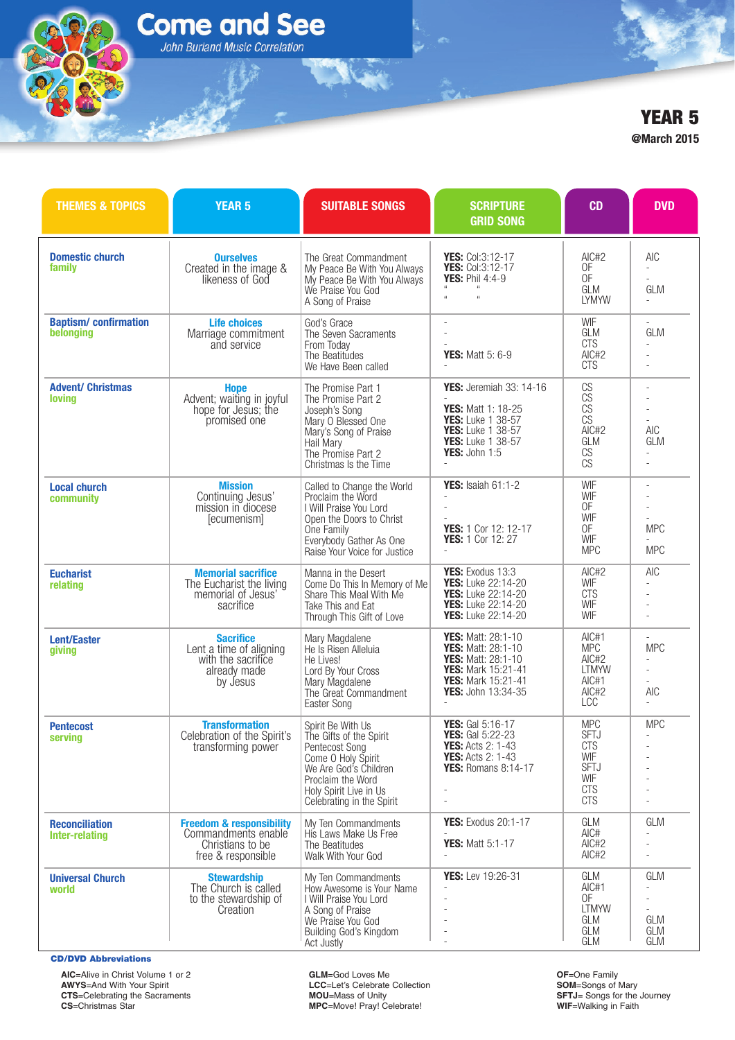# Come and See

*John Burland Music Correlation*

## YEAR 5

**@March 2015**

| THEMES & TOPICS | YEAR 5 | SUITABLE SONGS | SCRIPTURE GRID SONG | CD | DVD |
|---|---|---|---|---|---|
| **Domestic church**<br>**family** | **Ourselves**<br>Created in the image & likeness of God | The Great Commandment<br>My Peace Be With You Always<br>My Peace Be With You Always<br>We Praise You God<br>A Song of Praise | **YES:** Col:3:12-17<br>**YES:** Col:3:12-17<br>**YES:** Phil 4:4-9<br>" "<br>" " | AIC#2<br>OF<br>OF<br>GLM<br>LYMYW | AIC<br>-<br>-<br>GLM<br>- |
| **Baptism/ confirmation**<br>**belonging** | **Life choices**<br>Marriage commitment and service | God's Grace<br>The Seven Sacraments<br>From Today<br>The Beatitudes<br>We Have Been called | -<br>-<br>-<br>**YES:** Matt 5: 6-9<br>- | WIF<br>GLM<br>CTS<br>AIC#2<br>CTS | -<br>GLM<br>-<br>-<br>- |
| **Advent/ Christmas**<br>**loving** | **Hope**<br>Advent; waiting in joyful hope for Jesus; the promised one | The Promise Part 1<br>The Promise Part 2<br>Joseph's Song<br>Mary O Blessed One<br>Mary's Song of Praise<br>Hail Mary<br>The Promise Part 2<br>Christmas Is the Time | **YES:** Jeremiah 33: 14-16<br>-<br>**YES:** Matt 1: 18-25<br>**YES:** Luke 1 38-57<br>**YES:** Luke 1 38-57<br>**YES:** Luke 1 38-57<br>**YES:** John 1:5<br>- | CS<br>CS<br>CS<br>CS<br>AIC#2<br>GLM<br>CS<br>CS | -<br>-<br>-<br>-<br>AIC<br>GLM<br>-<br>- |
| **Local church**<br>**community** | **Mission**<br>Continuing Jesus' mission in diocese [ecumenism] | Called to Change the World<br>Proclaim the Word<br>I Will Praise You Lord<br>Open the Doors to Christ<br>One Family<br>Everybody Gather As One<br>Raise Your Voice for Justice | **YES:** Isaiah 61:1-2<br>-<br>-<br>-<br>**YES:** 1 Cor 12: 12-17<br>**YES:** 1 Cor 12: 27<br>- | WIF<br>WIF<br>OF<br>WIF<br>OF<br>WIF<br>MPC | -<br>-<br>-<br>-<br>MPC<br>-<br>MPC |
| **Eucharist**<br>**relating** | **Memorial sacrifice**<br>The Eucharist the living memorial of Jesus' sacrifice | Manna in the Desert<br>Come Do This In Memory of Me<br>Share This Meal With Me<br>Take This and Eat<br>Through This Gift of Love | **YES:** Exodus 13:3<br>**YES:** Luke 22:14-20<br>**YES:** Luke 22:14-20<br>**YES:** Luke 22:14-20<br>**YES:** Luke 22:14-20 | AIC#2<br>WIF<br>CTS<br>WIF<br>WIF | AIC<br>-<br>-<br>-<br>- |
| **Lent/Easter**<br>**giving** | **Sacrifice**<br>Lent a time of aligning with the sacrifice already made by Jesus | Mary Magdalene<br>He Is Risen Alleluia<br>He Lives!<br>Lord By Your Cross<br>Mary Magdalene<br>The Great Commandment<br>Easter Song | **YES:** Matt: 28:1-10<br>**YES:** Matt: 28:1-10<br>**YES:** Matt: 28:1-10<br>**YES:** Mark 15:21-41<br>**YES:** Mark 15:21-41<br>**YES:** John 13:34-35<br>- | AIC#1<br>MPC<br>AIC#2<br>LTMYW<br>AIC#1<br>AIC#2<br>LCC | -<br>MPC<br>-<br>-<br>-<br>AIC<br>- |
| **Pentecost**<br>**serving** | **Transformation**<br>Celebration of the Spirit's transforming power | Spirit Be With Us<br>The Gifts of the Spirit<br>Pentecost Song<br>Come O Holy Spirit<br>We Are God's Children<br>Proclaim the Word<br>Holy Spirit Live in Us<br>Celebrating in the Spirit | **YES:** Gal 5:16-17<br>**YES:** Gal 5:22-23<br>**YES:** Acts 2: 1-43<br>**YES:** Acts 2: 1-43<br>**YES:** Romans 8:14-17<br>-<br>-<br>- | MPC<br>SFTJ<br>CTS<br>WIF<br>SFTJ<br>WIF<br>CTS<br>CTS | MPC<br>-<br>-<br>-<br>-<br>-<br>-<br>- |
| **Reconciliation**<br>**Inter-relating** | **Freedom & responsibility**<br>Commandments enable Christians to be free & responsible | My Ten Commandments<br>His Laws Make Us Free<br>The Beatitudes<br>Walk With Your God | **YES:** Exodus 20:1-17<br>-<br>**YES:** Matt 5:1-17<br>- | GLM<br>AIC#<br>AIC#2<br>AIC#2 | GLM<br>-<br>-<br>- |
| **Universal Church**<br>**world** | **Stewardship**<br>The Church is called to the stewardship of Creation | My Ten Commandments<br>How Awesome is Your Name<br>I Will Praise You Lord<br>A Song of Praise<br>We Praise You God<br>Building God's Kingdom<br>Act Justly | **YES:** Lev 19:26-31<br>-<br>-<br>-<br>-<br>-<br>- | GLM<br>AIC#1<br>OF<br>LTMYW<br>GLM<br>GLM<br>GLM | GLM<br>-<br>-<br>-<br>GLM<br>GLM<br>GLM |

**CD/DVD Abbreviations**

**AIC**=Alive in Christ Volume 1 or 2
**AWYS**=And With Your Spirit
**CTS**=Celebrating the Sacraments
**CS**=Christmas Star
**GLM**=God Loves Me
**LCC**=Let's Celebrate Collection
**MOU**=Mass of Unity
**MPC**=Move! Pray! Celebrate!
**OF**=One Family
**SOM**=Songs of Mary
**SFTJ**= Songs for the Journey
**WIF**=Walking in Faith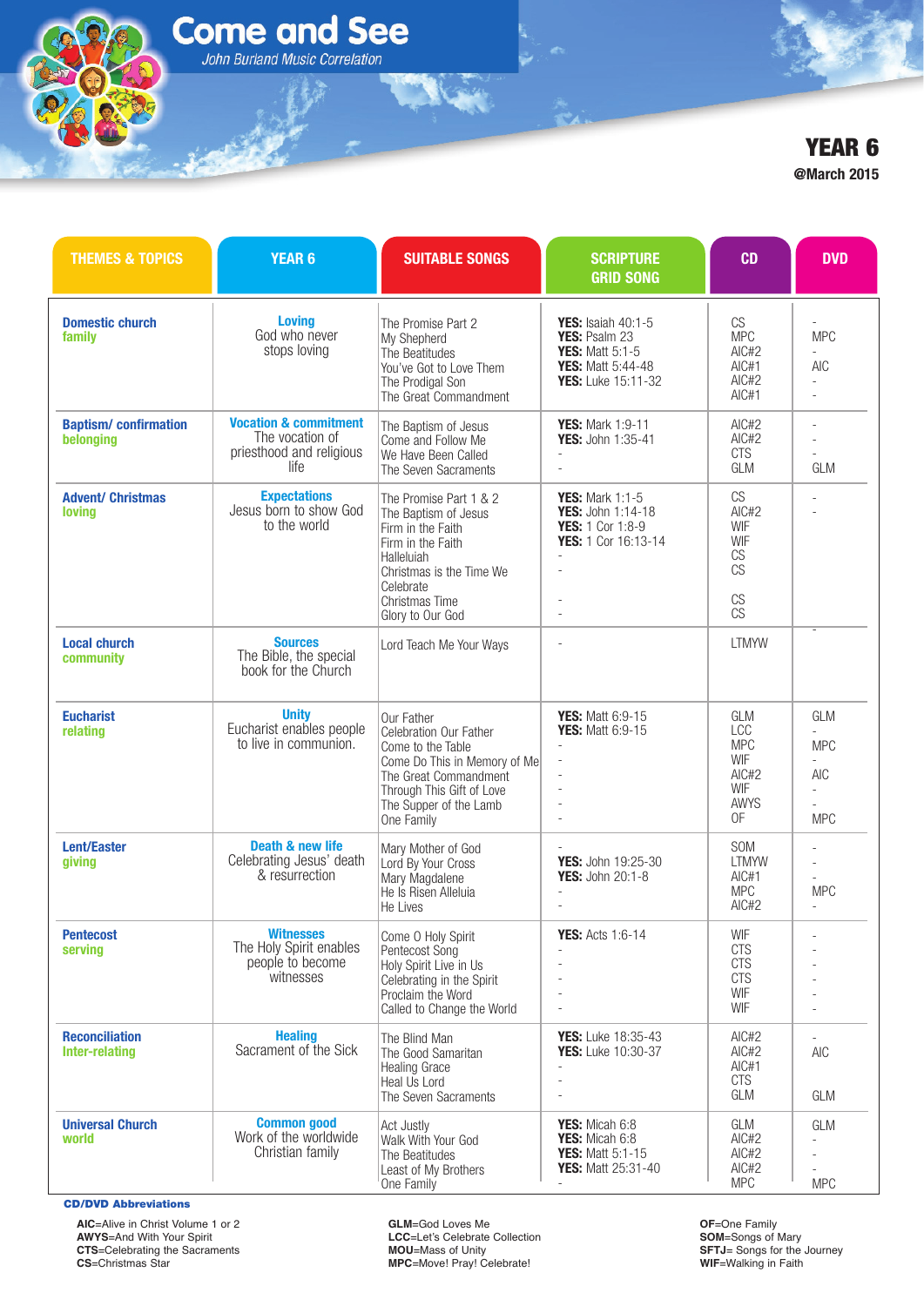# Come and See

*John Burland Music Correlation*

**YEAR 6**
**@March 2015**

| THEMES & TOPICS | YEAR 6 | SUITABLE SONGS | SCRIPTURE GRID SONG | CD | DVD |
|---|---|---|---|---|---|
| **Domestic church** **family** | **Loving** God who never stops loving | The Promise Part 2<br>My Shepherd<br>The Beatitudes<br>You've Got to Love Them<br>The Prodigal Son<br>The Great Commandment | **YES:** Isaiah 40:1-5<br>**YES:** Psalm 23<br>**YES:** Matt 5:1-5<br>**YES:** Matt 5:44-48<br>**YES:** Luke 15:11-32 | CS<br>MPC<br>AIC#2<br>AIC#1<br>AIC#2<br>AIC#1 | -<br>MPC<br>-<br>AIC<br>-<br>- |
| **Baptism/ confirmation** **belonging** | **Vocation & commitment** The vocation of priesthood and religious life | The Baptism of Jesus<br>Come and Follow Me<br>We Have Been Called<br>The Seven Sacraments | **YES:** Mark 1:9-11<br>**YES:** John 1:35-41<br>-<br>- | AIC#2<br>AIC#2<br>CTS<br>GLM | -<br>-<br>-<br>GLM |
| **Advent/ Christmas** **loving** | **Expectations** Jesus born to show God to the world | The Promise Part 1 & 2<br>The Baptism of Jesus<br>Firm in the Faith<br>Firm in the Faith<br>Halleluiah<br>Christmas is the Time We Celebrate<br>Christmas Time<br>Glory to Our God | **YES:** Mark 1:1-5<br>**YES:** John 1:14-18<br>**YES:** 1 Cor 1:8-9<br>**YES:** 1 Cor 16:13-14<br>-<br>-<br>-<br>- | CS<br>AIC#2<br>WIF<br>WIF<br>CS<br>CS<br>CS<br>CS | -<br>- |
| **Local church** **community** | **Sources** The Bible, the special book for the Church | Lord Teach Me Your Ways | - | LTMYW | - |
| **Eucharist** **relating** | **Unity** Eucharist enables people to live in communion. | Our Father<br>Celebration Our Father<br>Come to the Table<br>Come Do This in Memory of Me<br>The Great Commandment<br>Through This Gift of Love<br>The Supper of the Lamb<br>One Family | **YES:** Matt 6:9-15<br>**YES:** Matt 6:9-15<br>-<br>-<br>-<br>-<br>-<br>- | GLM<br>LCC<br>MPC<br>WIF<br>AIC#2<br>WIF<br>AWYS<br>OF | GLM<br>-<br>MPC<br>-<br>AIC<br>-<br>-<br>MPC |
| **Lent/Easter** **giving** | **Death & new life** Celebrating Jesus' death & resurrection | Mary Mother of God<br>Lord By Your Cross<br>Mary Magdalene<br>He Is Risen Alleluia<br>He Lives | -<br>**YES:** John 19:25-30<br>**YES:** John 20:1-8<br>-<br>- | SOM<br>LTMYW<br>AIC#1<br>MPC<br>AIC#2 | -<br>-<br>-<br>MPC<br>- |
| **Pentecost** **serving** | **Witnesses** The Holy Spirit enables people to become witnesses | Come O Holy Spirit<br>Pentecost Song<br>Holy Spirit Live in Us<br>Celebrating in the Spirit<br>Proclaim the Word<br>Called to Change the World | **YES:** Acts 1:6-14<br>-<br>-<br>-<br>-<br>- | WIF<br>CTS<br>CTS<br>CTS<br>WIF<br>WIF | -<br>-<br>-<br>-<br>-<br>- |
| **Reconciliation** **Inter-relating** | **Healing** Sacrament of the Sick | The Blind Man<br>The Good Samaritan<br>Healing Grace<br>Heal Us Lord<br>The Seven Sacraments | **YES:** Luke 18:35-43<br>**YES:** Luke 10:30-37<br>-<br>-<br>- | AIC#2<br>AIC#2<br>AIC#1<br>CTS<br>GLM | -<br>AIC<br><br><br>GLM |
| **Universal Church** **world** | **Common good** Work of the worldwide Christian family | Act Justly<br>Walk With Your God<br>The Beatitudes<br>Least of My Brothers<br>One Family | **YES:** Micah 6:8<br>**YES:** Micah 6:8<br>**YES:** Matt 5:1-15<br>**YES:** Matt 25:31-40<br>- | GLM<br>AIC#2<br>AIC#2<br>AIC#2<br>MPC | GLM<br>-<br>-<br>-<br>MPC |

**CD/DVD Abbreviations**

**AIC**=Alive in Christ Volume 1 or 2
**AWYS**=And With Your Spirit
**CTS**=Celebrating the Sacraments
**CS**=Christmas Star

**GLM**=God Loves Me
**LCC**=Let's Celebrate Collection
**MOU**=Mass of Unity
**MPC**=Move! Pray! Celebrate!

**OF**=One Family
**SOM**=Songs of Mary
**SFTJ**= Songs for the Journey
**WIF**=Walking in Faith